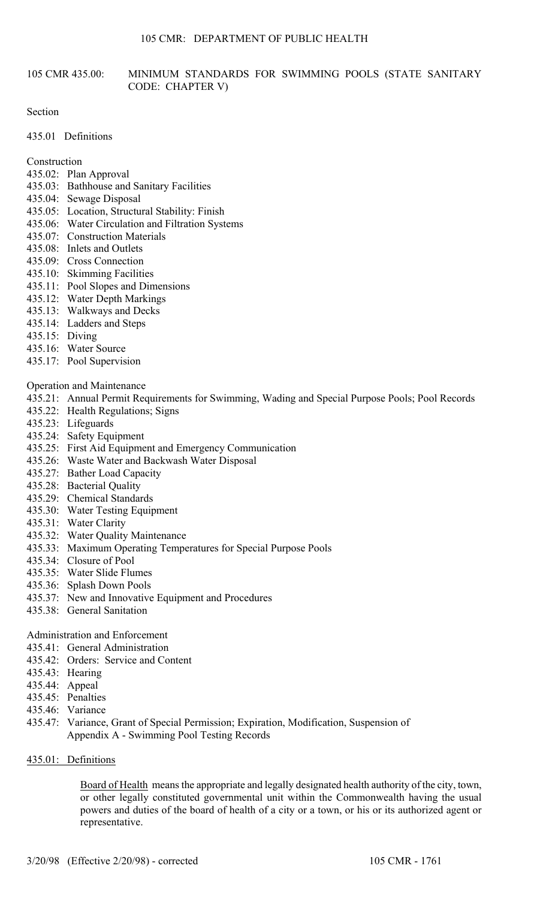# 105 CMR 435.00: MINIMUM STANDARDS FOR SWIMMING POOLS (STATE SANITARY CODE: CHAPTER V)

Section

435.01 Definitions

Construction

- 435.02: Plan Approval
- 435.03: Bathhouse and Sanitary Facilities
- 435.04: Sewage Disposal
- 435.05: Location, Structural Stability: Finish
- 435.06: Water Circulation and Filtration Systems
- 435.07: Construction Materials
- 435.08: Inlets and Outlets
- 435.09: Cross Connection
- 435.10: Skimming Facilities
- 435.11: Pool Slopes and Dimensions
- 435.12: Water Depth Markings
- 435.13: Walkways and Decks
- 435.14: Ladders and Steps
- 435.15: Diving
- 435.16: Water Source
- 435.17: Pool Supervision

Operation and Maintenance

- 435.21: Annual Permit Requirements for Swimming, Wading and Special Purpose Pools; Pool Records
- 435.22: Health Regulations; Signs
- 435.23: Lifeguards
- 435.24: Safety Equipment
- 435.25: First Aid Equipment and Emergency Communication
- 435.26: Waste Water and Backwash Water Disposal
- 435.27: Bather Load Capacity
- 435.28: Bacterial Quality
- 435.29: Chemical Standards
- 435.30: Water Testing Equipment
- 435.31: Water Clarity
- 435.32: Water Quality Maintenance
- 435.33: Maximum Operating Temperatures for Special Purpose Pools
- 435.34: Closure of Pool
- 435.35: Water Slide Flumes
- 435.36: Splash Down Pools
- 435.37: New and Innovative Equipment and Procedures
- 435.38: General Sanitation

Administration and Enforcement

- 435.41: General Administration
- 435.42: Orders: Service and Content
- 435.43: Hearing
- 435.44: Appeal
- 435.45: Penalties
- 435.46: Variance
- 435.47: Variance, Grant of Special Permission; Expiration, Modification, Suspension of

Appendix A - Swimming Pool Testing Records

## 435.01: Definitions

Board of Health means the appropriate and legally designated health authority of the city, town, or other legally constituted governmental unit within the Commonwealth having the usual powers and duties of the board of health of a city or a town, or his or its authorized agent or representative.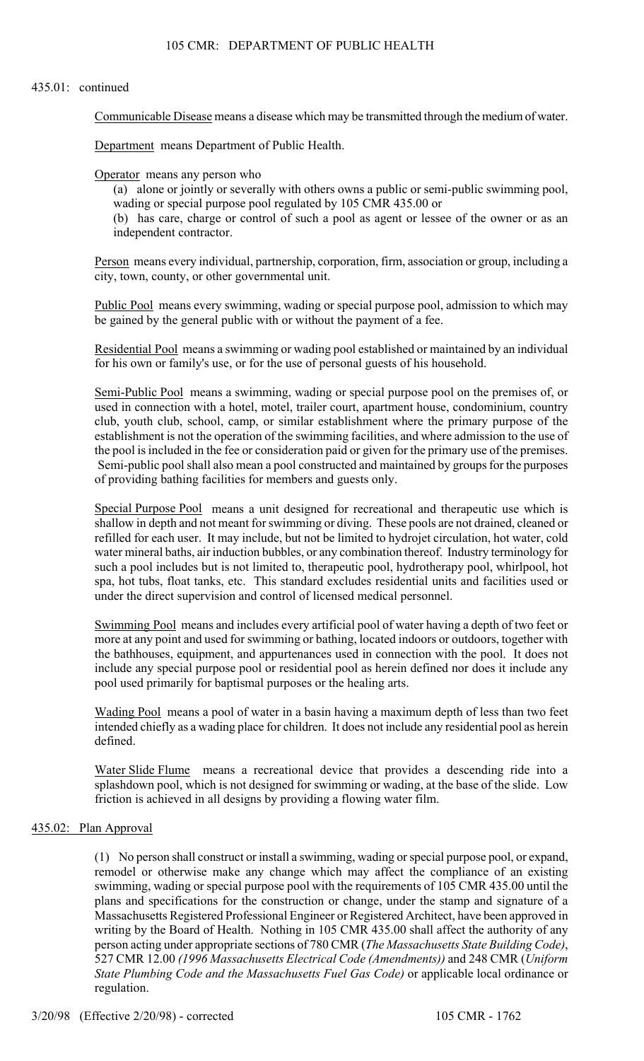435.01: continued

Communicable Disease means a disease which may be transmitted through the medium of water.

Department means Department of Public Health.

Operator means any person who

(a) alone or jointly or severally with others owns a public or semi-public swimming pool, wading or special purpose pool regulated by 105 CMR 435.00 or

(b) has care, charge or control of such a pool as agent or lessee of the owner or as an independent contractor.

Person means every individual, partnership, corporation, firm, association or group, including a city, town, county, or other governmental unit.

Public Pool means every swimming, wading or special purpose pool, admission to which may be gained by the general public with or without the payment of a fee.

Residential Pool means a swimming or wading pool established or maintained by an individual for his own or family's use, or for the use of personal guests of his household.

Semi-Public Pool means a swimming, wading or special purpose pool on the premises of, or used in connection with a hotel, motel, trailer court, apartment house, condominium, country club, youth club, school, camp, or similar establishment where the primary purpose of the establishment is not the operation of the swimming facilities, and where admission to the use of the pool is included in the fee or consideration paid or given for the primary use of the premises. Semi-public pool shall also mean a pool constructed and maintained by groups for the purposes of providing bathing facilities for members and guests only.

Special Purpose Pool means a unit designed for recreational and therapeutic use which is shallow in depth and not meant for swimming or diving. These pools are not drained, cleaned or refilled for each user. It may include, but not be limited to hydrojet circulation, hot water, cold water mineral baths, air induction bubbles, or any combination thereof. Industry terminology for such a pool includes but is not limited to, therapeutic pool, hydrotherapy pool, whirlpool, hot spa, hot tubs, float tanks, etc. This standard excludes residential units and facilities used or under the direct supervision and control of licensed medical personnel.

Swimming Pool means and includes every artificial pool of water having a depth of two feet or more at any point and used for swimming or bathing, located indoors or outdoors, together with the bathhouses, equipment, and appurtenances used in connection with the pool. It does not include any special purpose pool or residential pool as herein defined nor does it include any pool used primarily for baptismal purposes or the healing arts.

Wading Pool means a pool of water in a basin having a maximum depth of less than two feet intended chiefly as a wading place for children. It does not include any residential pool as herein defined.

Water Slide Flume means a recreational device that provides a descending ride into a splashdown pool, which is not designed for swimming or wading, at the base of the slide. Low friction is achieved in all designs by providing a flowing water film.

## 435.02: Plan Approval

(1) No person shall construct or install a swimming, wading or special purpose pool, or expand, remodel or otherwise make any change which may affect the compliance of an existing swimming, wading or special purpose pool with the requirements of 105 CMR 435.00 until the plans and specifications for the construction or change, under the stamp and signature of a Massachusetts Registered Professional Engineer or Registered Architect, have been approved in writing by the Board of Health. Nothing in 105 CMR 435.00 shall affect the authority of any person acting under appropriate sections of 780 CMR (*The Massachusetts State Building Code)*, 527 CMR 12.00 *(1996 Massachusetts Electrical Code (Amendments))* and 248 CMR (*Uniform State Plumbing Code and the Massachusetts Fuel Gas Code)* or applicable local ordinance or regulation.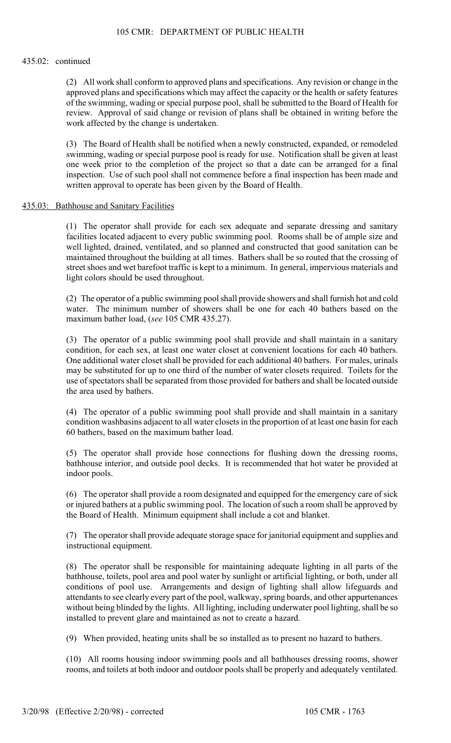435.02: continued

(2) All work shall conform to approved plans and specifications. Any revision or change in the approved plans and specifications which may affect the capacity or the health or safety features of the swimming, wading or special purpose pool, shall be submitted to the Board of Health for review. Approval of said change or revision of plans shall be obtained in writing before the work affected by the change is undertaken.

(3) The Board of Health shall be notified when a newly constructed, expanded, or remodeled swimming, wading or special purpose pool is ready for use. Notification shall be given at least one week prior to the completion of the project so that a date can be arranged for a final inspection. Use of such pool shall not commence before a final inspection has been made and written approval to operate has been given by the Board of Health.

## 435.03: Bathhouse and Sanitary Facilities

(1) The operator shall provide for each sex adequate and separate dressing and sanitary facilities located adjacent to every public swimming pool. Rooms shall be of ample size and well lighted, drained, ventilated, and so planned and constructed that good sanitation can be maintained throughout the building at all times. Bathers shall be so routed that the crossing of street shoes and wet barefoot traffic is kept to a minimum. In general, impervious materials and light colors should be used throughout.

(2) The operator of a public swimming pool shall provide showers and shall furnish hot and cold water. The minimum number of showers shall be one for each 40 bathers based on the maximum bather load, (*see* 105 CMR 435.27).

(3) The operator of a public swimming pool shall provide and shall maintain in a sanitary condition, for each sex, at least one water closet at convenient locations for each 40 bathers. One additional water closet shall be provided for each additional 40 bathers. For males, urinals may be substituted for up to one third of the number of water closets required. Toilets for the use of spectators shall be separated from those provided for bathers and shall be located outside the area used by bathers.

(4) The operator of a public swimming pool shall provide and shall maintain in a sanitary condition washbasins adjacent to all water closets in the proportion of at least one basin for each 60 bathers, based on the maximum bather load.

(5) The operator shall provide hose connections for flushing down the dressing rooms, bathhouse interior, and outside pool decks. It is recommended that hot water be provided at indoor pools.

(6) The operator shall provide a room designated and equipped for the emergency care of sick or injured bathers at a public swimming pool. The location of such a room shall be approved by the Board of Health. Minimum equipment shall include a cot and blanket.

(7) The operator shall provide adequate storage space for janitorial equipment and supplies and instructional equipment.

(8) The operator shall be responsible for maintaining adequate lighting in all parts of the bathhouse, toilets, pool area and pool water by sunlight or artificial lighting, or both, under all conditions of pool use. Arrangements and design of lighting shall allow lifeguards and attendants to see clearly every part of the pool, walkway, spring boards, and other appurtenances without being blinded by the lights. All lighting, including underwater pool lighting, shall be so installed to prevent glare and maintained as not to create a hazard.

(9) When provided, heating units shall be so installed as to present no hazard to bathers.

(10) All rooms housing indoor swimming pools and all bathhouses dressing rooms, shower rooms, and toilets at both indoor and outdoor pools shall be properly and adequately ventilated.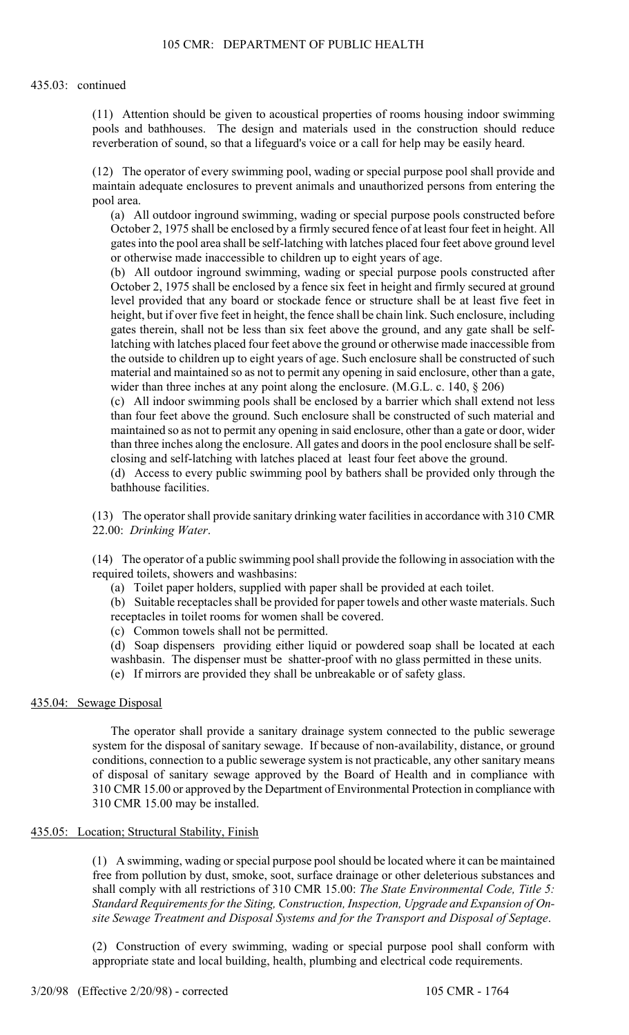435.03: continued

(11) Attention should be given to acoustical properties of rooms housing indoor swimming pools and bathhouses. The design and materials used in the construction should reduce reverberation of sound, so that a lifeguard's voice or a call for help may be easily heard.

(12) The operator of every swimming pool, wading or special purpose pool shall provide and maintain adequate enclosures to prevent animals and unauthorized persons from entering the pool area.

(a) All outdoor inground swimming, wading or special purpose pools constructed before October 2, 1975 shall be enclosed by a firmly secured fence of at least four feet in height. All gates into the pool area shall be self-latching with latches placed four feet above ground level or otherwise made inaccessible to children up to eight years of age.

(b) All outdoor inground swimming, wading or special purpose pools constructed after October 2, 1975 shall be enclosed by a fence six feet in height and firmly secured at ground level provided that any board or stockade fence or structure shall be at least five feet in height, but if over five feet in height, the fence shall be chain link. Such enclosure, including gates therein, shall not be less than six feet above the ground, and any gate shall be self-latching with latches placed four feet above the ground or otherwise made inaccessible from the outside to children up to eight years of age. Such enclosure shall be constructed of such material and maintained so as not to permit any opening in said enclosure, other than a gate, wider than three inches at any point along the enclosure. (M.G.L. c. 140, § 206)

(c) All indoor swimming pools shall be enclosed by a barrier which shall extend not less than four feet above the ground. Such enclosure shall be constructed of such material and maintained so as not to permit any opening in said enclosure, other than a gate or door, wider than three inches along the enclosure. All gates and doors in the pool enclosure shall be self-closing and self-latching with latches placed at least four feet above the ground.

(d) Access to every public swimming pool by bathers shall be provided only through the bathhouse facilities.

(13) The operator shall provide sanitary drinking water facilities in accordance with 310 CMR 22.00: *Drinking Water*.

(14) The operator of a public swimming pool shall provide the following in association with the required toilets, showers and washbasins:

(a) Toilet paper holders, supplied with paper shall be provided at each toilet.

(b) Suitable receptacles shall be provided for paper towels and other waste materials. Such receptacles in toilet rooms for women shall be covered.

(c) Common towels shall not be permitted.

(d) Soap dispensers providing either liquid or powdered soap shall be located at each washbasin. The dispenser must be shatter-proof with no glass permitted in these units.

(e) If mirrors are provided they shall be unbreakable or of safety glass.

## 435.04: Sewage Disposal

The operator shall provide a sanitary drainage system connected to the public sewerage system for the disposal of sanitary sewage. If because of non-availability, distance, or ground conditions, connection to a public sewerage system is not practicable, any other sanitary means of disposal of sanitary sewage approved by the Board of Health and in compliance with 310 CMR 15.00 or approved by the Department of Environmental Protection in compliance with 310 CMR 15.00 may be installed.

## 435.05: Location; Structural Stability, Finish

(1) A swimming, wading or special purpose pool should be located where it can be maintained free from pollution by dust, smoke, soot, surface drainage or other deleterious substances and shall comply with all restrictions of 310 CMR 15.00: *The State Environmental Code, Title 5: Standard Requirements for the Siting, Construction, Inspection, Upgrade and Expansion of On-site Sewage Treatment and Disposal Systems and for the Transport and Disposal of Septage*.

(2) Construction of every swimming, wading or special purpose pool shall conform with appropriate state and local building, health, plumbing and electrical code requirements.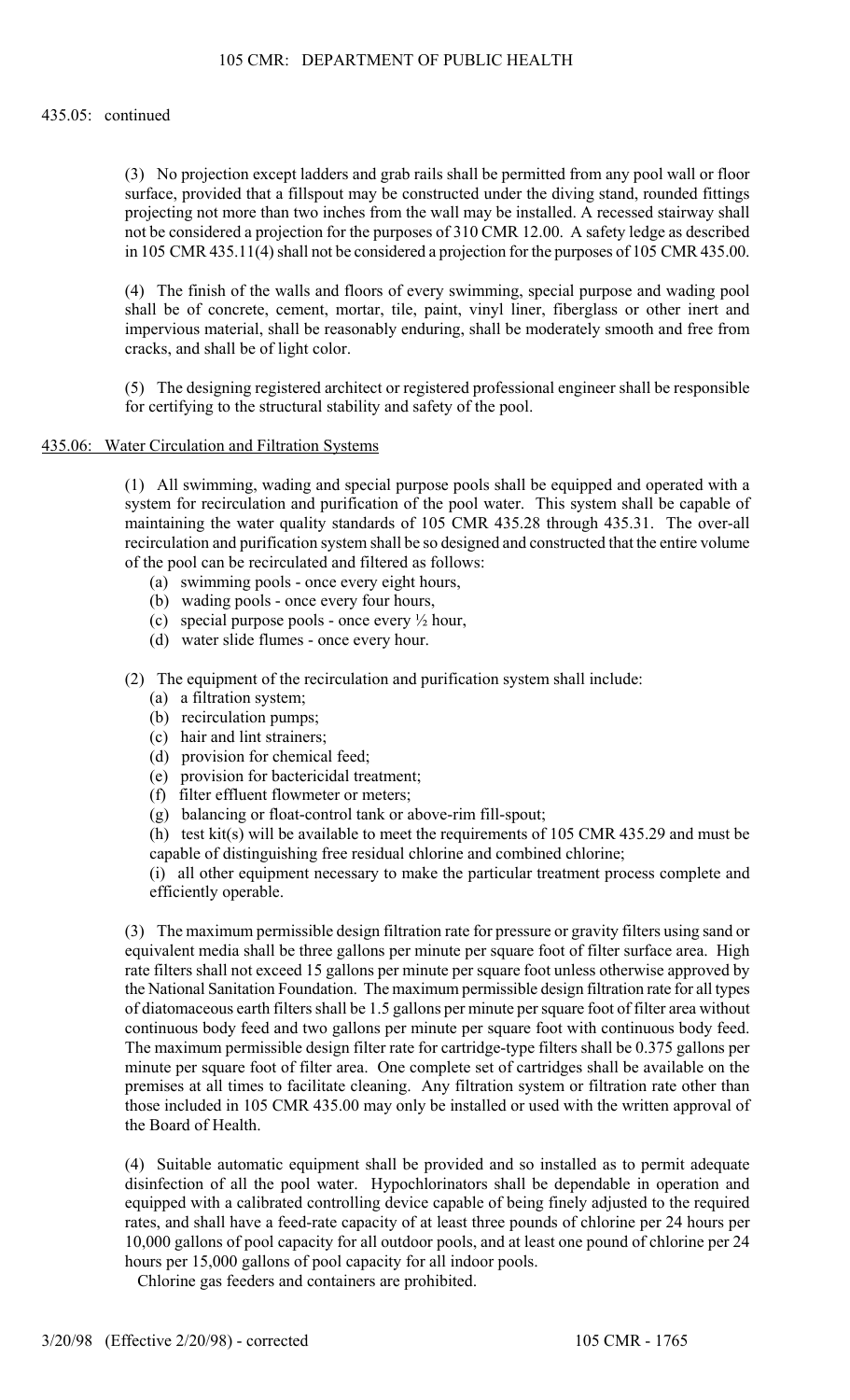435.05: continued

(3) No projection except ladders and grab rails shall be permitted from any pool wall or floor surface, provided that a fillspout may be constructed under the diving stand, rounded fittings projecting not more than two inches from the wall may be installed. A recessed stairway shall not be considered a projection for the purposes of 310 CMR 12.00. A safety ledge as described in 105 CMR 435.11(4) shall not be considered a projection for the purposes of 105 CMR 435.00.

(4) The finish of the walls and floors of every swimming, special purpose and wading pool shall be of concrete, cement, mortar, tile, paint, vinyl liner, fiberglass or other inert and impervious material, shall be reasonably enduring, shall be moderately smooth and free from cracks, and shall be of light color.

(5) The designing registered architect or registered professional engineer shall be responsible for certifying to the structural stability and safety of the pool.

435.06: Water Circulation and Filtration Systems

(1) All swimming, wading and special purpose pools shall be equipped and operated with a system for recirculation and purification of the pool water. This system shall be capable of maintaining the water quality standards of 105 CMR 435.28 through 435.31. The over-all recirculation and purification system shall be so designed and constructed that the entire volume of the pool can be recirculated and filtered as follows:

- (a) swimming pools - once every eight hours,
- (b) wading pools - once every four hours,
- (c) special purpose pools - once every ½ hour,
- (d) water slide flumes - once every hour.

(2) The equipment of the recirculation and purification system shall include:

- (a) a filtration system;
- (b) recirculation pumps;
- (c) hair and lint strainers;
- (d) provision for chemical feed;
- (e) provision for bactericidal treatment;
- (f) filter effluent flowmeter or meters;
- (g) balancing or float-control tank or above-rim fill-spout;
- (h) test kit(s) will be available to meet the requirements of 105 CMR 435.29 and must be capable of distinguishing free residual chlorine and combined chlorine;
- (i) all other equipment necessary to make the particular treatment process complete and efficiently operable.

(3) The maximum permissible design filtration rate for pressure or gravity filters using sand or equivalent media shall be three gallons per minute per square foot of filter surface area. High rate filters shall not exceed 15 gallons per minute per square foot unless otherwise approved by the National Sanitation Foundation. The maximum permissible design filtration rate for all types of diatomaceous earth filters shall be 1.5 gallons per minute per square foot of filter area without continuous body feed and two gallons per minute per square foot with continuous body feed. The maximum permissible design filter rate for cartridge-type filters shall be 0.375 gallons per minute per square foot of filter area. One complete set of cartridges shall be available on the premises at all times to facilitate cleaning. Any filtration system or filtration rate other than those included in 105 CMR 435.00 may only be installed or used with the written approval of the Board of Health.

(4) Suitable automatic equipment shall be provided and so installed as to permit adequate disinfection of all the pool water. Hypochlorinators shall be dependable in operation and equipped with a calibrated controlling device capable of being finely adjusted to the required rates, and shall have a feed-rate capacity of at least three pounds of chlorine per 24 hours per 10,000 gallons of pool capacity for all outdoor pools, and at least one pound of chlorine per 24 hours per 15,000 gallons of pool capacity for all indoor pools.

Chlorine gas feeders and containers are prohibited.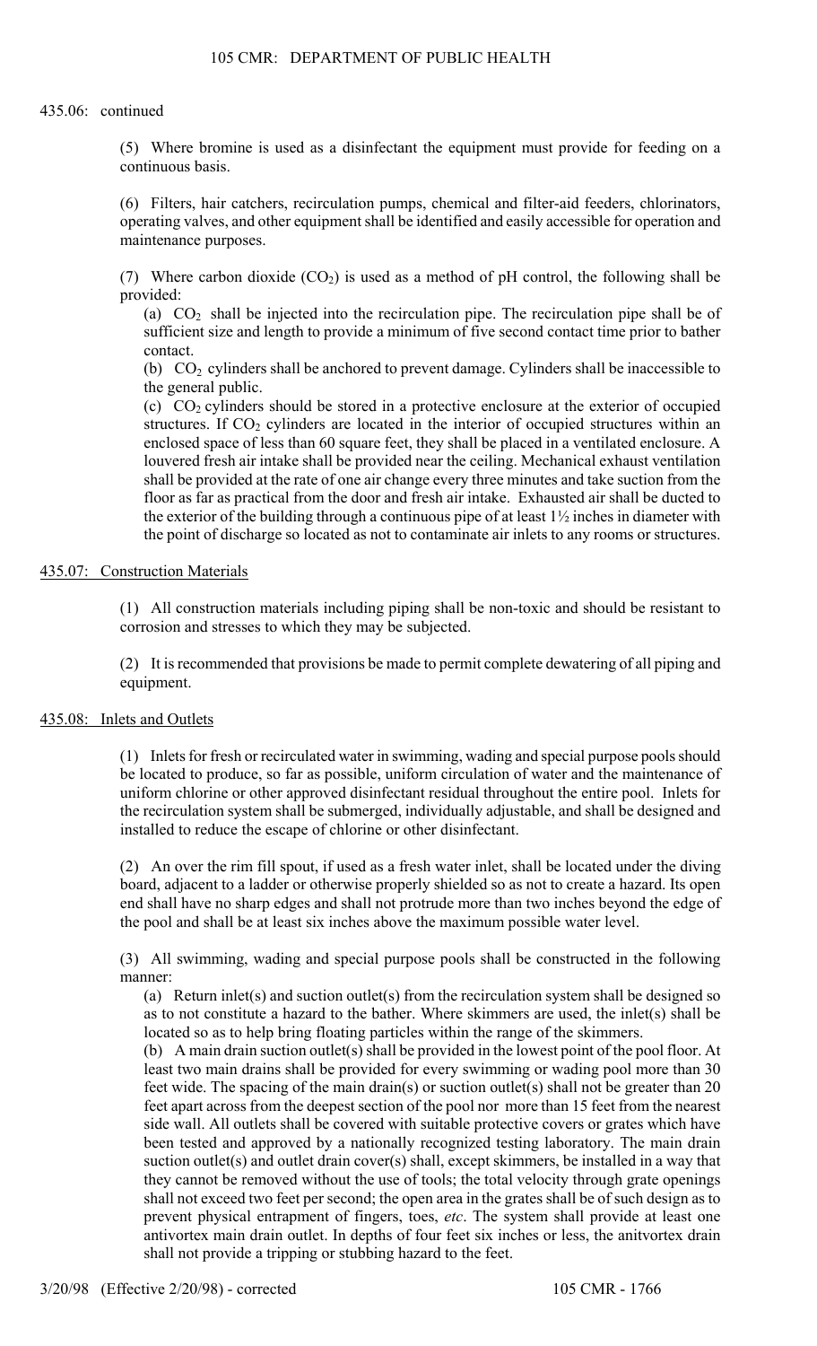435.06: continued

(5) Where bromine is used as a disinfectant the equipment must provide for feeding on a continuous basis.

(6) Filters, hair catchers, recirculation pumps, chemical and filter-aid feeders, chlorinators, operating valves, and other equipment shall be identified and easily accessible for operation and maintenance purposes.

(7) Where carbon dioxide ($CO_2$) is used as a method of pH control, the following shall be provided:

(a) $CO_2$ shall be injected into the recirculation pipe. The recirculation pipe shall be of sufficient size and length to provide a minimum of five second contact time prior to bather contact.

(b) $CO_2$ cylinders shall be anchored to prevent damage. Cylinders shall be inaccessible to the general public.

(c) $CO_2$ cylinders should be stored in a protective enclosure at the exterior of occupied structures. If $CO_2$ cylinders are located in the interior of occupied structures within an enclosed space of less than 60 square feet, they shall be placed in a ventilated enclosure. A louvered fresh air intake shall be provided near the ceiling. Mechanical exhaust ventilation shall be provided at the rate of one air change every three minutes and take suction from the floor as far as practical from the door and fresh air intake. Exhausted air shall be ducted to the exterior of the building through a continuous pipe of at least 1½ inches in diameter with the point of discharge so located as not to contaminate air inlets to any rooms or structures.

## 435.07: Construction Materials

(1) All construction materials including piping shall be non-toxic and should be resistant to corrosion and stresses to which they may be subjected.

(2) It is recommended that provisions be made to permit complete dewatering of all piping and equipment.

## 435.08: Inlets and Outlets

(1) Inlets for fresh or recirculated water in swimming, wading and special purpose pools should be located to produce, so far as possible, uniform circulation of water and the maintenance of uniform chlorine or other approved disinfectant residual throughout the entire pool. Inlets for the recirculation system shall be submerged, individually adjustable, and shall be designed and installed to reduce the escape of chlorine or other disinfectant.

(2) An over the rim fill spout, if used as a fresh water inlet, shall be located under the diving board, adjacent to a ladder or otherwise properly shielded so as not to create a hazard. Its open end shall have no sharp edges and shall not protrude more than two inches beyond the edge of the pool and shall be at least six inches above the maximum possible water level.

(3) All swimming, wading and special purpose pools shall be constructed in the following manner:

(a) Return inlet(s) and suction outlet(s) from the recirculation system shall be designed so as to not constitute a hazard to the bather. Where skimmers are used, the inlet(s) shall be located so as to help bring floating particles within the range of the skimmers.

(b) A main drain suction outlet(s) shall be provided in the lowest point of the pool floor. At least two main drains shall be provided for every swimming or wading pool more than 30 feet wide. The spacing of the main drain(s) or suction outlet(s) shall not be greater than 20 feet apart across from the deepest section of the pool nor more than 15 feet from the nearest side wall. All outlets shall be covered with suitable protective covers or grates which have been tested and approved by a nationally recognized testing laboratory. The main drain suction outlet(s) and outlet drain cover(s) shall, except skimmers, be installed in a way that they cannot be removed without the use of tools; the total velocity through grate openings shall not exceed two feet per second; the open area in the grates shall be of such design as to prevent physical entrapment of fingers, toes, *etc*. The system shall provide at least one antivortex main drain outlet. In depths of four feet six inches or less, the anitvortex drain shall not provide a tripping or stubbing hazard to the feet.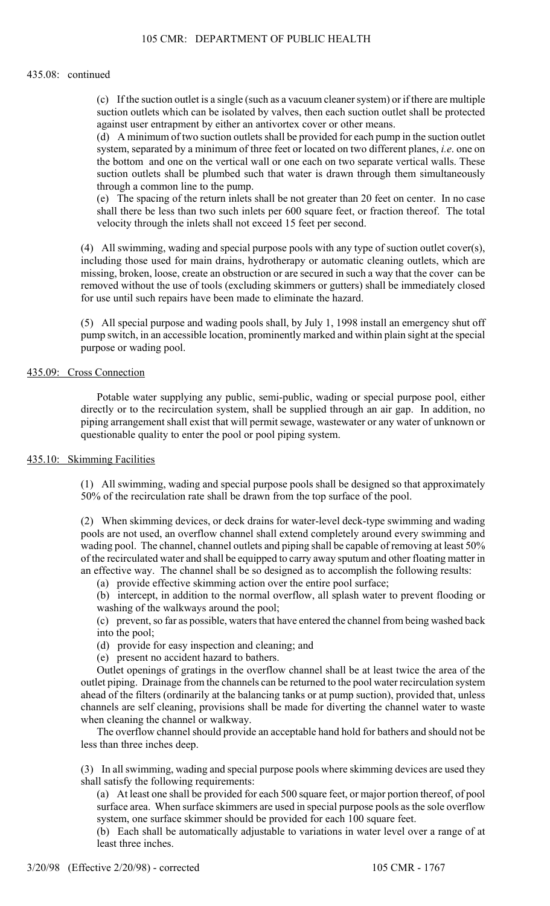435.08: continued

(c) If the suction outlet is a single (such as a vacuum cleaner system) or if there are multiple suction outlets which can be isolated by valves, then each suction outlet shall be protected against user entrapment by either an antivortex cover or other means.

(d) A minimum of two suction outlets shall be provided for each pump in the suction outlet system, separated by a minimum of three feet or located on two different planes, *i.e*. one on the bottom and one on the vertical wall or one each on two separate vertical walls. These suction outlets shall be plumbed such that water is drawn through them simultaneously through a common line to the pump.

(e) The spacing of the return inlets shall be not greater than 20 feet on center. In no case shall there be less than two such inlets per 600 square feet, or fraction thereof. The total velocity through the inlets shall not exceed 15 feet per second.

(4) All swimming, wading and special purpose pools with any type of suction outlet cover(s), including those used for main drains, hydrotherapy or automatic cleaning outlets, which are missing, broken, loose, create an obstruction or are secured in such a way that the cover can be removed without the use of tools (excluding skimmers or gutters) shall be immediately closed for use until such repairs have been made to eliminate the hazard.

(5) All special purpose and wading pools shall, by July 1, 1998 install an emergency shut off pump switch, in an accessible location, prominently marked and within plain sight at the special purpose or wading pool.

## 435.09: Cross Connection

Potable water supplying any public, semi-public, wading or special purpose pool, either directly or to the recirculation system, shall be supplied through an air gap. In addition, no piping arrangement shall exist that will permit sewage, wastewater or any water of unknown or questionable quality to enter the pool or pool piping system.

## 435.10: Skimming Facilities

(1) All swimming, wading and special purpose pools shall be designed so that approximately 50% of the recirculation rate shall be drawn from the top surface of the pool.

(2) When skimming devices, or deck drains for water-level deck-type swimming and wading pools are not used, an overflow channel shall extend completely around every swimming and wading pool. The channel, channel outlets and piping shall be capable of removing at least 50% of the recirculated water and shall be equipped to carry away sputum and other floating matter in an effective way. The channel shall be so designed as to accomplish the following results:

(a) provide effective skimming action over the entire pool surface;

(b) intercept, in addition to the normal overflow, all splash water to prevent flooding or washing of the walkways around the pool;

(c) prevent, so far as possible, waters that have entered the channel from being washed back into the pool;

(d) provide for easy inspection and cleaning; and

(e) present no accident hazard to bathers.

Outlet openings of gratings in the overflow channel shall be at least twice the area of the outlet piping. Drainage from the channels can be returned to the pool water recirculation system ahead of the filters (ordinarily at the balancing tanks or at pump suction), provided that, unless channels are self cleaning, provisions shall be made for diverting the channel water to waste when cleaning the channel or walkway.

The overflow channel should provide an acceptable hand hold for bathers and should not be less than three inches deep.

(3) In all swimming, wading and special purpose pools where skimming devices are used they shall satisfy the following requirements:

(a) At least one shall be provided for each 500 square feet, or major portion thereof, of pool surface area. When surface skimmers are used in special purpose pools as the sole overflow system, one surface skimmer should be provided for each 100 square feet.

(b) Each shall be automatically adjustable to variations in water level over a range of at least three inches.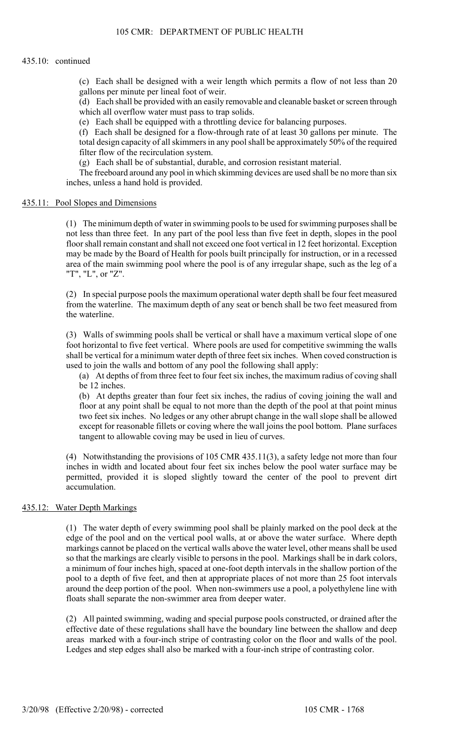435.10: continued

(c) Each shall be designed with a weir length which permits a flow of not less than 20 gallons per minute per lineal foot of weir.

(d) Each shall be provided with an easily removable and cleanable basket or screen through which all overflow water must pass to trap solids.

(e) Each shall be equipped with a throttling device for balancing purposes.

(f) Each shall be designed for a flow-through rate of at least 30 gallons per minute. The total design capacity of all skimmers in any pool shall be approximately 50% of the required filter flow of the recirculation system.

(g) Each shall be of substantial, durable, and corrosion resistant material.

The freeboard around any pool in which skimming devices are used shall be no more than six inches, unless a hand hold is provided.

## 435.11: Pool Slopes and Dimensions

(1) The minimum depth of water in swimming pools to be used for swimming purposes shall be not less than three feet. In any part of the pool less than five feet in depth, slopes in the pool floor shall remain constant and shall not exceed one foot vertical in 12 feet horizontal. Exception may be made by the Board of Health for pools built principally for instruction, or in a recessed area of the main swimming pool where the pool is of any irregular shape, such as the leg of a "T", "L", or "Z".

(2) In special purpose pools the maximum operational water depth shall be four feet measured from the waterline. The maximum depth of any seat or bench shall be two feet measured from the waterline.

(3) Walls of swimming pools shall be vertical or shall have a maximum vertical slope of one foot horizontal to five feet vertical. Where pools are used for competitive swimming the walls shall be vertical for a minimum water depth of three feet six inches. When coved construction is used to join the walls and bottom of any pool the following shall apply:

(a) At depths of from three feet to four feet six inches, the maximum radius of coving shall be 12 inches.

(b) At depths greater than four feet six inches, the radius of coving joining the wall and floor at any point shall be equal to not more than the depth of the pool at that point minus two feet six inches. No ledges or any other abrupt change in the wall slope shall be allowed except for reasonable fillets or coving where the wall joins the pool bottom. Plane surfaces tangent to allowable coving may be used in lieu of curves.

(4) Notwithstanding the provisions of 105 CMR 435.11(3), a safety ledge not more than four inches in width and located about four feet six inches below the pool water surface may be permitted, provided it is sloped slightly toward the center of the pool to prevent dirt accumulation.

## 435.12: Water Depth Markings

(1) The water depth of every swimming pool shall be plainly marked on the pool deck at the edge of the pool and on the vertical pool walls, at or above the water surface. Where depth markings cannot be placed on the vertical walls above the water level, other means shall be used so that the markings are clearly visible to persons in the pool. Markings shall be in dark colors, a minimum of four inches high, spaced at one-foot depth intervals in the shallow portion of the pool to a depth of five feet, and then at appropriate places of not more than 25 foot intervals around the deep portion of the pool. When non-swimmers use a pool, a polyethylene line with floats shall separate the non-swimmer area from deeper water.

(2) All painted swimming, wading and special purpose pools constructed, or drained after the effective date of these regulations shall have the boundary line between the shallow and deep areas marked with a four-inch stripe of contrasting color on the floor and walls of the pool. Ledges and step edges shall also be marked with a four-inch stripe of contrasting color.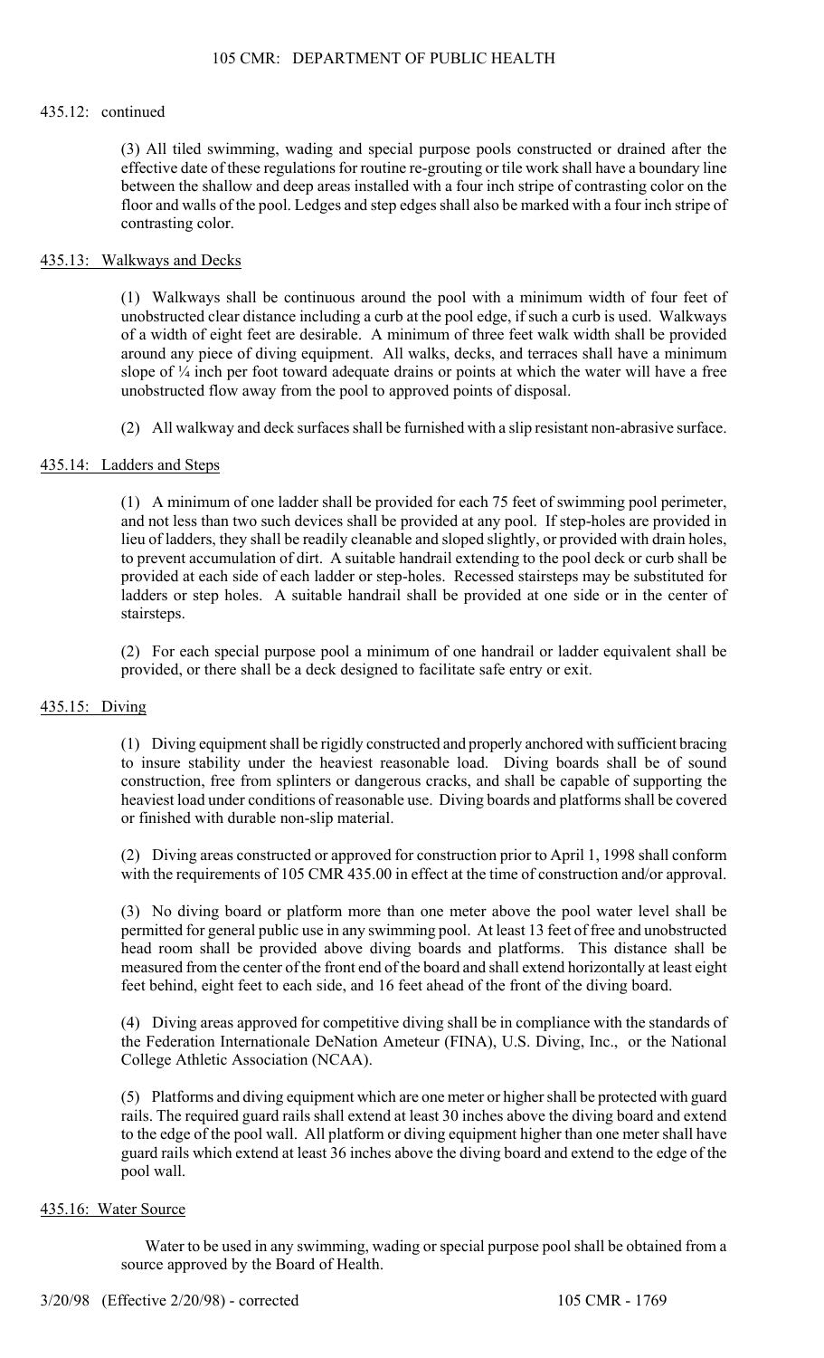435.12: continued

(3) All tiled swimming, wading and special purpose pools constructed or drained after the effective date of these regulations for routine re-grouting or tile work shall have a boundary line between the shallow and deep areas installed with a four inch stripe of contrasting color on the floor and walls of the pool. Ledges and step edges shall also be marked with a four inch stripe of contrasting color.

## 435.13: Walkways and Decks

(1) Walkways shall be continuous around the pool with a minimum width of four feet of unobstructed clear distance including a curb at the pool edge, if such a curb is used. Walkways of a width of eight feet are desirable. A minimum of three feet walk width shall be provided around any piece of diving equipment. All walks, decks, and terraces shall have a minimum slope of ¼ inch per foot toward adequate drains or points at which the water will have a free unobstructed flow away from the pool to approved points of disposal.

(2) All walkway and deck surfaces shall be furnished with a slip resistant non-abrasive surface.

## 435.14: Ladders and Steps

(1) A minimum of one ladder shall be provided for each 75 feet of swimming pool perimeter, and not less than two such devices shall be provided at any pool. If step-holes are provided in lieu of ladders, they shall be readily cleanable and sloped slightly, or provided with drain holes, to prevent accumulation of dirt. A suitable handrail extending to the pool deck or curb shall be provided at each side of each ladder or step-holes. Recessed stairsteps may be substituted for ladders or step holes. A suitable handrail shall be provided at one side or in the center of stairsteps.

(2) For each special purpose pool a minimum of one handrail or ladder equivalent shall be provided, or there shall be a deck designed to facilitate safe entry or exit.

## 435.15: Diving

(1) Diving equipment shall be rigidly constructed and properly anchored with sufficient bracing to insure stability under the heaviest reasonable load. Diving boards shall be of sound construction, free from splinters or dangerous cracks, and shall be capable of supporting the heaviest load under conditions of reasonable use. Diving boards and platforms shall be covered or finished with durable non-slip material.

(2) Diving areas constructed or approved for construction prior to April 1, 1998 shall conform with the requirements of 105 CMR 435.00 in effect at the time of construction and/or approval.

(3) No diving board or platform more than one meter above the pool water level shall be permitted for general public use in any swimming pool. At least 13 feet of free and unobstructed head room shall be provided above diving boards and platforms. This distance shall be measured from the center of the front end of the board and shall extend horizontally at least eight feet behind, eight feet to each side, and 16 feet ahead of the front of the diving board.

(4) Diving areas approved for competitive diving shall be in compliance with the standards of the Federation Internationale DeNation Ameteur (FINA), U.S. Diving, Inc., or the National College Athletic Association (NCAA).

(5) Platforms and diving equipment which are one meter or higher shall be protected with guard rails. The required guard rails shall extend at least 30 inches above the diving board and extend to the edge of the pool wall. All platform or diving equipment higher than one meter shall have guard rails which extend at least 36 inches above the diving board and extend to the edge of the pool wall.

## 435.16: Water Source

Water to be used in any swimming, wading or special purpose pool shall be obtained from a source approved by the Board of Health.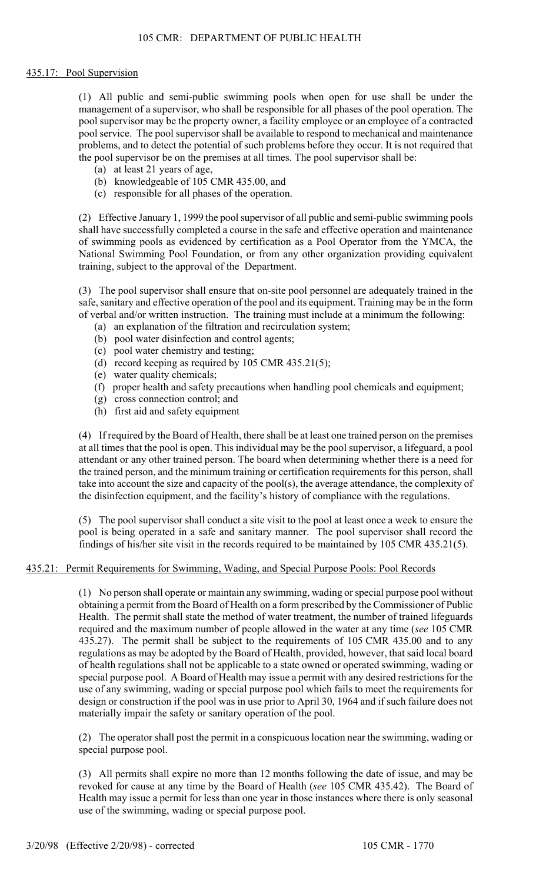## 435.17: Pool Supervision

(1) All public and semi-public swimming pools when open for use shall be under the management of a supervisor, who shall be responsible for all phases of the pool operation. The pool supervisor may be the property owner, a facility employee or an employee of a contracted pool service. The pool supervisor shall be available to respond to mechanical and maintenance problems, and to detect the potential of such problems before they occur. It is not required that the pool supervisor be on the premises at all times. The pool supervisor shall be:

(a) at least 21 years of age,
(b) knowledgeable of 105 CMR 435.00, and
(c) responsible for all phases of the operation.

(2) Effective January 1, 1999 the pool supervisor of all public and semi-public swimming pools shall have successfully completed a course in the safe and effective operation and maintenance of swimming pools as evidenced by certification as a Pool Operator from the YMCA, the National Swimming Pool Foundation, or from any other organization providing equivalent training, subject to the approval of the Department.

(3) The pool supervisor shall ensure that on-site pool personnel are adequately trained in the safe, sanitary and effective operation of the pool and its equipment. Training may be in the form of verbal and/or written instruction. The training must include at a minimum the following:

(a) an explanation of the filtration and recirculation system;
(b) pool water disinfection and control agents;
(c) pool water chemistry and testing;
(d) record keeping as required by 105 CMR 435.21(5);
(e) water quality chemicals;
(f) proper health and safety precautions when handling pool chemicals and equipment;
(g) cross connection control; and
(h) first aid and safety equipment

(4) If required by the Board of Health, there shall be at least one trained person on the premises at all times that the pool is open. This individual may be the pool supervisor, a lifeguard, a pool attendant or any other trained person. The board when determining whether there is a need for the trained person, and the minimum training or certification requirements for this person, shall take into account the size and capacity of the pool(s), the average attendance, the complexity of the disinfection equipment, and the facility's history of compliance with the regulations.

(5) The pool supervisor shall conduct a site visit to the pool at least once a week to ensure the pool is being operated in a safe and sanitary manner. The pool supervisor shall record the findings of his/her site visit in the records required to be maintained by 105 CMR 435.21(5).

## 435.21: Permit Requirements for Swimming, Wading, and Special Purpose Pools: Pool Records

(1) No person shall operate or maintain any swimming, wading or special purpose pool without obtaining a permit from the Board of Health on a form prescribed by the Commissioner of Public Health. The permit shall state the method of water treatment, the number of trained lifeguards required and the maximum number of people allowed in the water at any time (*see* 105 CMR 435.27). The permit shall be subject to the requirements of 105 CMR 435.00 and to any regulations as may be adopted by the Board of Health, provided, however, that said local board of health regulations shall not be applicable to a state owned or operated swimming, wading or special purpose pool. A Board of Health may issue a permit with any desired restrictions for the use of any swimming, wading or special purpose pool which fails to meet the requirements for design or construction if the pool was in use prior to April 30, 1964 and if such failure does not materially impair the safety or sanitary operation of the pool.

(2) The operator shall post the permit in a conspicuous location near the swimming, wading or special purpose pool.

(3) All permits shall expire no more than 12 months following the date of issue, and may be revoked for cause at any time by the Board of Health (*see* 105 CMR 435.42). The Board of Health may issue a permit for less than one year in those instances where there is only seasonal use of the swimming, wading or special purpose pool.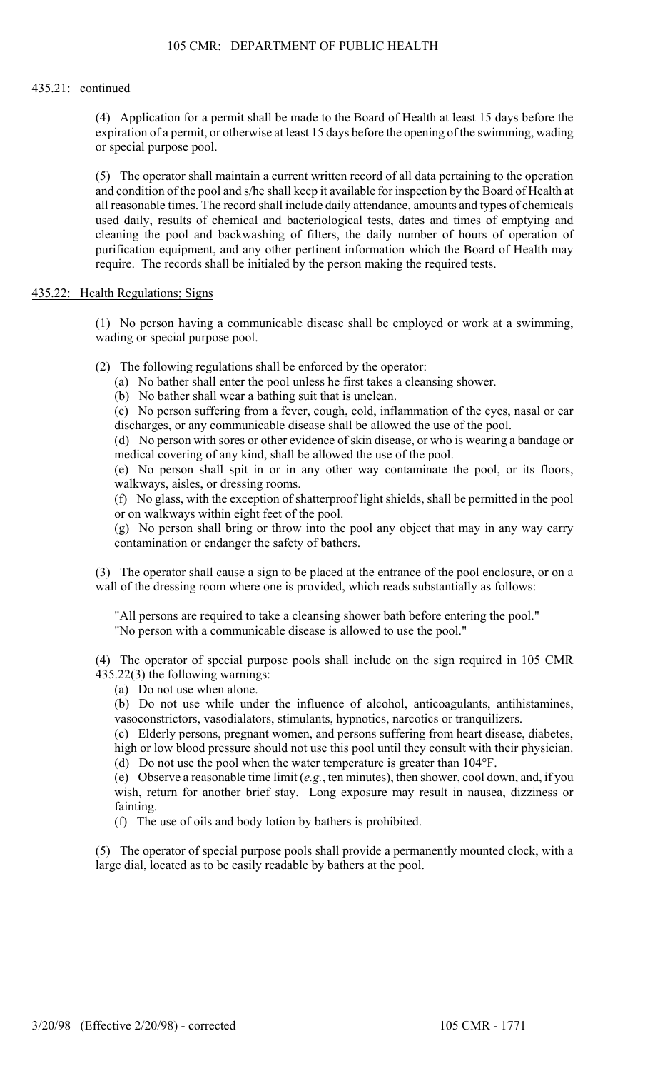435.21: continued

(4) Application for a permit shall be made to the Board of Health at least 15 days before the expiration of a permit, or otherwise at least 15 days before the opening of the swimming, wading or special purpose pool.

(5) The operator shall maintain a current written record of all data pertaining to the operation and condition of the pool and s/he shall keep it available for inspection by the Board of Health at all reasonable times. The record shall include daily attendance, amounts and types of chemicals used daily, results of chemical and bacteriological tests, dates and times of emptying and cleaning the pool and backwashing of filters, the daily number of hours of operation of purification equipment, and any other pertinent information which the Board of Health may require. The records shall be initialed by the person making the required tests.

## 435.22: Health Regulations; Signs

(1) No person having a communicable disease shall be employed or work at a swimming, wading or special purpose pool.

(2) The following regulations shall be enforced by the operator:

(a) No bather shall enter the pool unless he first takes a cleansing shower.

(b) No bather shall wear a bathing suit that is unclean.

(c) No person suffering from a fever, cough, cold, inflammation of the eyes, nasal or ear discharges, or any communicable disease shall be allowed the use of the pool.

(d) No person with sores or other evidence of skin disease, or who is wearing a bandage or medical covering of any kind, shall be allowed the use of the pool.

(e) No person shall spit in or in any other way contaminate the pool, or its floors, walkways, aisles, or dressing rooms.

(f) No glass, with the exception of shatterproof light shields, shall be permitted in the pool or on walkways within eight feet of the pool.

(g) No person shall bring or throw into the pool any object that may in any way carry contamination or endanger the safety of bathers.

(3) The operator shall cause a sign to be placed at the entrance of the pool enclosure, or on a wall of the dressing room where one is provided, which reads substantially as follows:

"All persons are required to take a cleansing shower bath before entering the pool."
"No person with a communicable disease is allowed to use the pool."

(4) The operator of special purpose pools shall include on the sign required in 105 CMR 435.22(3) the following warnings:

(a) Do not use when alone.

(b) Do not use while under the influence of alcohol, anticoagulants, antihistamines, vasoconstrictors, vasodialators, stimulants, hypnotics, narcotics or tranquilizers.

(c) Elderly persons, pregnant women, and persons suffering from heart disease, diabetes, high or low blood pressure should not use this pool until they consult with their physician.

(d) Do not use the pool when the water temperature is greater than 104°F.

(e) Observe a reasonable time limit (*e.g.*, ten minutes), then shower, cool down, and, if you wish, return for another brief stay. Long exposure may result in nausea, dizziness or fainting.

(f) The use of oils and body lotion by bathers is prohibited.

(5) The operator of special purpose pools shall provide a permanently mounted clock, with a large dial, located as to be easily readable by bathers at the pool.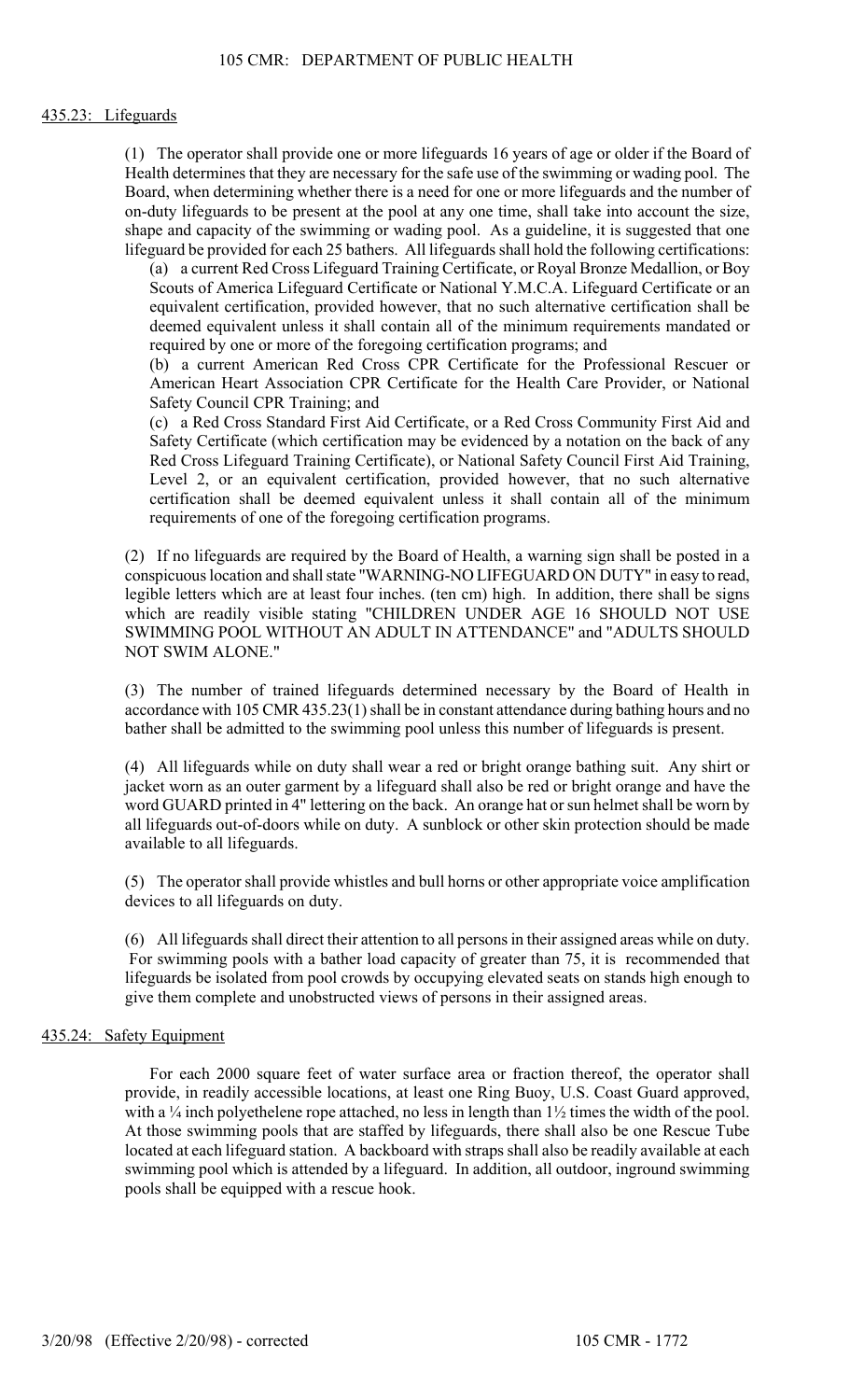## 435.23: Lifeguards

(1) The operator shall provide one or more lifeguards 16 years of age or older if the Board of Health determines that they are necessary for the safe use of the swimming or wading pool. The Board, when determining whether there is a need for one or more lifeguards and the number of on-duty lifeguards to be present at the pool at any one time, shall take into account the size, shape and capacity of the swimming or wading pool. As a guideline, it is suggested that one lifeguard be provided for each 25 bathers. All lifeguards shall hold the following certifications:

(a) a current Red Cross Lifeguard Training Certificate, or Royal Bronze Medallion, or Boy Scouts of America Lifeguard Certificate or National Y.M.C.A. Lifeguard Certificate or an equivalent certification, provided however, that no such alternative certification shall be deemed equivalent unless it shall contain all of the minimum requirements mandated or required by one or more of the foregoing certification programs; and

(b) a current American Red Cross CPR Certificate for the Professional Rescuer or American Heart Association CPR Certificate for the Health Care Provider, or National Safety Council CPR Training; and

(c) a Red Cross Standard First Aid Certificate, or a Red Cross Community First Aid and Safety Certificate (which certification may be evidenced by a notation on the back of any Red Cross Lifeguard Training Certificate), or National Safety Council First Aid Training, Level 2, or an equivalent certification, provided however, that no such alternative certification shall be deemed equivalent unless it shall contain all of the minimum requirements of one of the foregoing certification programs.

(2) If no lifeguards are required by the Board of Health, a warning sign shall be posted in a conspicuous location and shall state "WARNING-NO LIFEGUARD ON DUTY" in easy to read, legible letters which are at least four inches. (ten cm) high. In addition, there shall be signs which are readily visible stating "CHILDREN UNDER AGE 16 SHOULD NOT USE SWIMMING POOL WITHOUT AN ADULT IN ATTENDANCE" and "ADULTS SHOULD NOT SWIM ALONE."

(3) The number of trained lifeguards determined necessary by the Board of Health in accordance with 105 CMR 435.23(1) shall be in constant attendance during bathing hours and no bather shall be admitted to the swimming pool unless this number of lifeguards is present.

(4) All lifeguards while on duty shall wear a red or bright orange bathing suit. Any shirt or jacket worn as an outer garment by a lifeguard shall also be red or bright orange and have the word GUARD printed in 4" lettering on the back. An orange hat or sun helmet shall be worn by all lifeguards out-of-doors while on duty. A sunblock or other skin protection should be made available to all lifeguards.

(5) The operator shall provide whistles and bull horns or other appropriate voice amplification devices to all lifeguards on duty.

(6) All lifeguards shall direct their attention to all persons in their assigned areas while on duty. For swimming pools with a bather load capacity of greater than 75, it is recommended that lifeguards be isolated from pool crowds by occupying elevated seats on stands high enough to give them complete and unobstructed views of persons in their assigned areas.

## 435.24: Safety Equipment

For each 2000 square feet of water surface area or fraction thereof, the operator shall provide, in readily accessible locations, at least one Ring Buoy, U.S. Coast Guard approved, with a ¼ inch polyethelene rope attached, no less in length than 1½ times the width of the pool. At those swimming pools that are staffed by lifeguards, there shall also be one Rescue Tube located at each lifeguard station. A backboard with straps shall also be readily available at each swimming pool which is attended by a lifeguard. In addition, all outdoor, inground swimming pools shall be equipped with a rescue hook.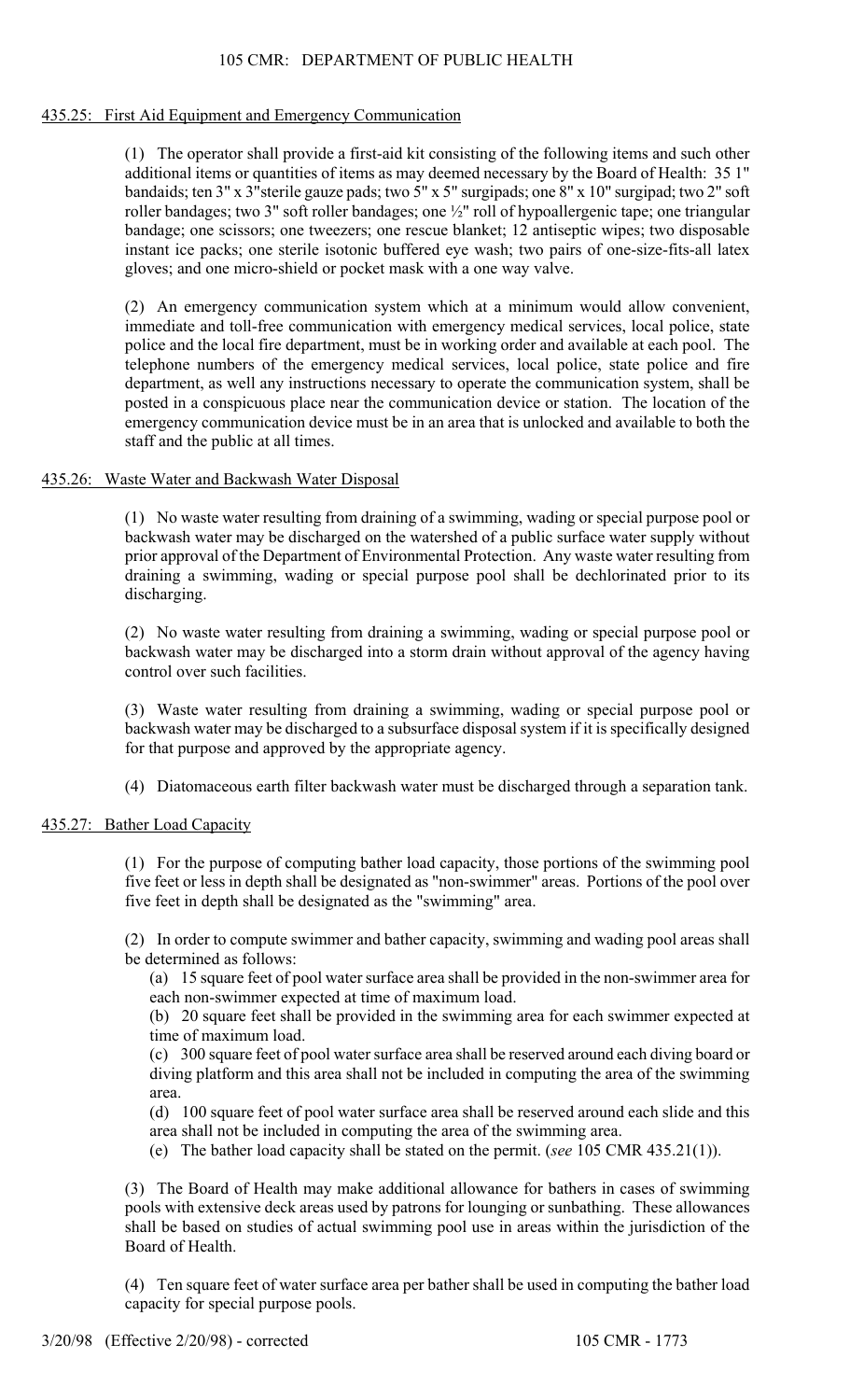## 435.25: First Aid Equipment and Emergency Communication

(1) The operator shall provide a first-aid kit consisting of the following items and such other additional items or quantities of items as may deemed necessary by the Board of Health: 35 1" bandaids; ten 3" x 3"sterile gauze pads; two 5" x 5" surgipads; one 8" x 10" surgipad; two 2" soft roller bandages; two 3" soft roller bandages; one ½" roll of hypoallergenic tape; one triangular bandage; one scissors; one tweezers; one rescue blanket; 12 antiseptic wipes; two disposable instant ice packs; one sterile isotonic buffered eye wash; two pairs of one-size-fits-all latex gloves; and one micro-shield or pocket mask with a one way valve.

(2) An emergency communication system which at a minimum would allow convenient, immediate and toll-free communication with emergency medical services, local police, state police and the local fire department, must be in working order and available at each pool. The telephone numbers of the emergency medical services, local police, state police and fire department, as well any instructions necessary to operate the communication system, shall be posted in a conspicuous place near the communication device or station. The location of the emergency communication device must be in an area that is unlocked and available to both the staff and the public at all times.

## 435.26: Waste Water and Backwash Water Disposal

(1) No waste water resulting from draining of a swimming, wading or special purpose pool or backwash water may be discharged on the watershed of a public surface water supply without prior approval of the Department of Environmental Protection. Any waste water resulting from draining a swimming, wading or special purpose pool shall be dechlorinated prior to its discharging.

(2) No waste water resulting from draining a swimming, wading or special purpose pool or backwash water may be discharged into a storm drain without approval of the agency having control over such facilities.

(3) Waste water resulting from draining a swimming, wading or special purpose pool or backwash water may be discharged to a subsurface disposal system if it is specifically designed for that purpose and approved by the appropriate agency.

(4) Diatomaceous earth filter backwash water must be discharged through a separation tank.

## 435.27: Bather Load Capacity

(1) For the purpose of computing bather load capacity, those portions of the swimming pool five feet or less in depth shall be designated as "non-swimmer" areas. Portions of the pool over five feet in depth shall be designated as the "swimming" area.

(2) In order to compute swimmer and bather capacity, swimming and wading pool areas shall be determined as follows:

(a) 15 square feet of pool water surface area shall be provided in the non-swimmer area for each non-swimmer expected at time of maximum load.

(b) 20 square feet shall be provided in the swimming area for each swimmer expected at time of maximum load.

(c) 300 square feet of pool water surface area shall be reserved around each diving board or diving platform and this area shall not be included in computing the area of the swimming area.

(d) 100 square feet of pool water surface area shall be reserved around each slide and this area shall not be included in computing the area of the swimming area.

(e) The bather load capacity shall be stated on the permit. (*see* 105 CMR 435.21(1)).

(3) The Board of Health may make additional allowance for bathers in cases of swimming pools with extensive deck areas used by patrons for lounging or sunbathing. These allowances shall be based on studies of actual swimming pool use in areas within the jurisdiction of the Board of Health.

(4) Ten square feet of water surface area per bather shall be used in computing the bather load capacity for special purpose pools.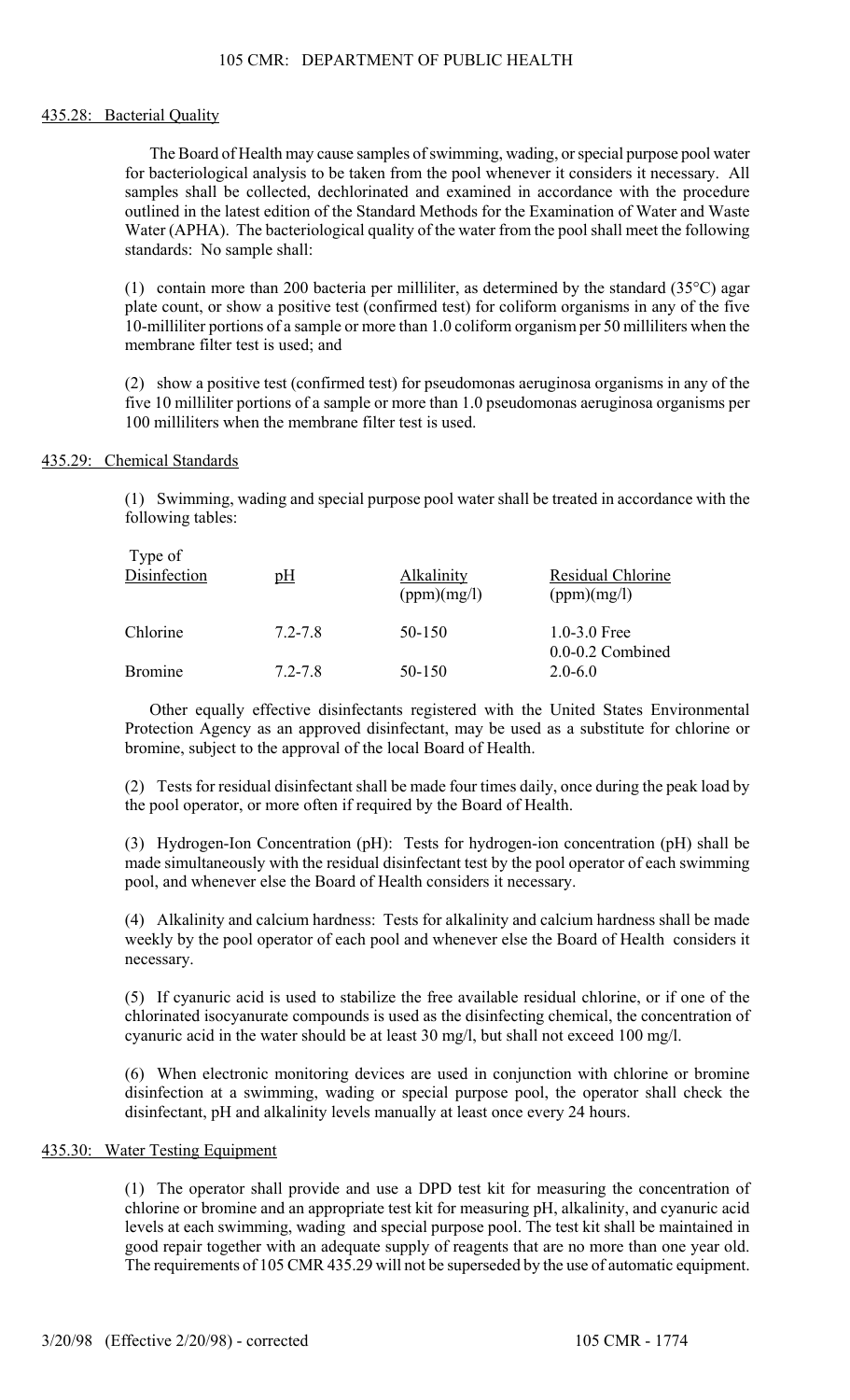## 435.28: Bacterial Quality

The Board of Health may cause samples of swimming, wading, or special purpose pool water for bacteriological analysis to be taken from the pool whenever it considers it necessary. All samples shall be collected, dechlorinated and examined in accordance with the procedure outlined in the latest edition of the Standard Methods for the Examination of Water and Waste Water (APHA). The bacteriological quality of the water from the pool shall meet the following standards: No sample shall:

(1) contain more than 200 bacteria per milliliter, as determined by the standard (35°C) agar plate count, or show a positive test (confirmed test) for coliform organisms in any of the five 10-milliliter portions of a sample or more than 1.0 coliform organism per 50 milliliters when the membrane filter test is used; and

(2) show a positive test (confirmed test) for pseudomonas aeruginosa organisms in any of the five 10 milliliter portions of a sample or more than 1.0 pseudomonas aeruginosa organisms per 100 milliliters when the membrane filter test is used.

## 435.29: Chemical Standards

(1) Swimming, wading and special purpose pool water shall be treated in accordance with the following tables:

| Type of Disinfection | pH | Alkalinity (ppm)(mg/l) | Residual Chlorine (ppm)(mg/l) |
|---|---|---|---|
| Chlorine | 7.2-7.8 | 50-150 | 1.0-3.0 Free<br>0.0-0.2 Combined |
| Bromine | 7.2-7.8 | 50-150 | 2.0-6.0 |

Other equally effective disinfectants registered with the United States Environmental Protection Agency as an approved disinfectant, may be used as a substitute for chlorine or bromine, subject to the approval of the local Board of Health.

(2) Tests for residual disinfectant shall be made four times daily, once during the peak load by the pool operator, or more often if required by the Board of Health.

(3) Hydrogen-Ion Concentration (pH): Tests for hydrogen-ion concentration (pH) shall be made simultaneously with the residual disinfectant test by the pool operator of each swimming pool, and whenever else the Board of Health considers it necessary.

(4) Alkalinity and calcium hardness: Tests for alkalinity and calcium hardness shall be made weekly by the pool operator of each pool and whenever else the Board of Health considers it necessary.

(5) If cyanuric acid is used to stabilize the free available residual chlorine, or if one of the chlorinated isocyanurate compounds is used as the disinfecting chemical, the concentration of cyanuric acid in the water should be at least 30 mg/l, but shall not exceed 100 mg/l.

(6) When electronic monitoring devices are used in conjunction with chlorine or bromine disinfection at a swimming, wading or special purpose pool, the operator shall check the disinfectant, pH and alkalinity levels manually at least once every 24 hours.

## 435.30: Water Testing Equipment

(1) The operator shall provide and use a DPD test kit for measuring the concentration of chlorine or bromine and an appropriate test kit for measuring pH, alkalinity, and cyanuric acid levels at each swimming, wading and special purpose pool. The test kit shall be maintained in good repair together with an adequate supply of reagents that are no more than one year old. The requirements of 105 CMR 435.29 will not be superseded by the use of automatic equipment.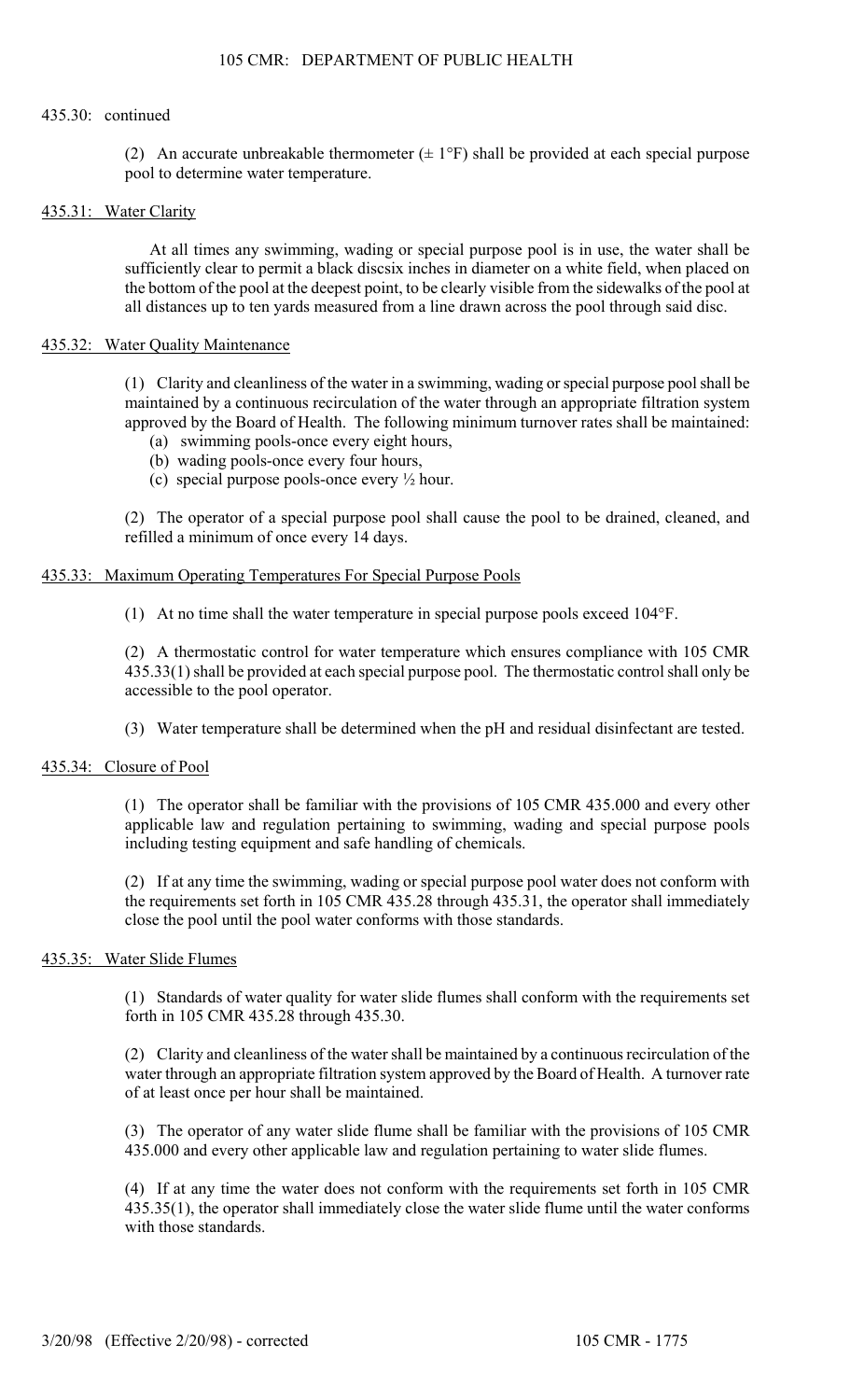435.30: continued

(2) An accurate unbreakable thermometer (± 1°F) shall be provided at each special purpose pool to determine water temperature.

## 435.31: Water Clarity

At all times any swimming, wading or special purpose pool is in use, the water shall be sufficiently clear to permit a black discsix inches in diameter on a white field, when placed on the bottom of the pool at the deepest point, to be clearly visible from the sidewalks of the pool at all distances up to ten yards measured from a line drawn across the pool through said disc.

## 435.32: Water Quality Maintenance

(1) Clarity and cleanliness of the water in a swimming, wading or special purpose pool shall be maintained by a continuous recirculation of the water through an appropriate filtration system approved by the Board of Health. The following minimum turnover rates shall be maintained:

- (a) swimming pools-once every eight hours,
- (b) wading pools-once every four hours,
- (c) special purpose pools-once every ½ hour.

(2) The operator of a special purpose pool shall cause the pool to be drained, cleaned, and refilled a minimum of once every 14 days.

## 435.33: Maximum Operating Temperatures For Special Purpose Pools

(1) At no time shall the water temperature in special purpose pools exceed 104°F.

(2) A thermostatic control for water temperature which ensures compliance with 105 CMR 435.33(1) shall be provided at each special purpose pool. The thermostatic control shall only be accessible to the pool operator.

(3) Water temperature shall be determined when the pH and residual disinfectant are tested.

## 435.34: Closure of Pool

(1) The operator shall be familiar with the provisions of 105 CMR 435.000 and every other applicable law and regulation pertaining to swimming, wading and special purpose pools including testing equipment and safe handling of chemicals.

(2) If at any time the swimming, wading or special purpose pool water does not conform with the requirements set forth in 105 CMR 435.28 through 435.31, the operator shall immediately close the pool until the pool water conforms with those standards.

## 435.35: Water Slide Flumes

(1) Standards of water quality for water slide flumes shall conform with the requirements set forth in 105 CMR 435.28 through 435.30.

(2) Clarity and cleanliness of the water shall be maintained by a continuous recirculation of the water through an appropriate filtration system approved by the Board of Health. A turnover rate of at least once per hour shall be maintained.

(3) The operator of any water slide flume shall be familiar with the provisions of 105 CMR 435.000 and every other applicable law and regulation pertaining to water slide flumes.

(4) If at any time the water does not conform with the requirements set forth in 105 CMR 435.35(1), the operator shall immediately close the water slide flume until the water conforms with those standards.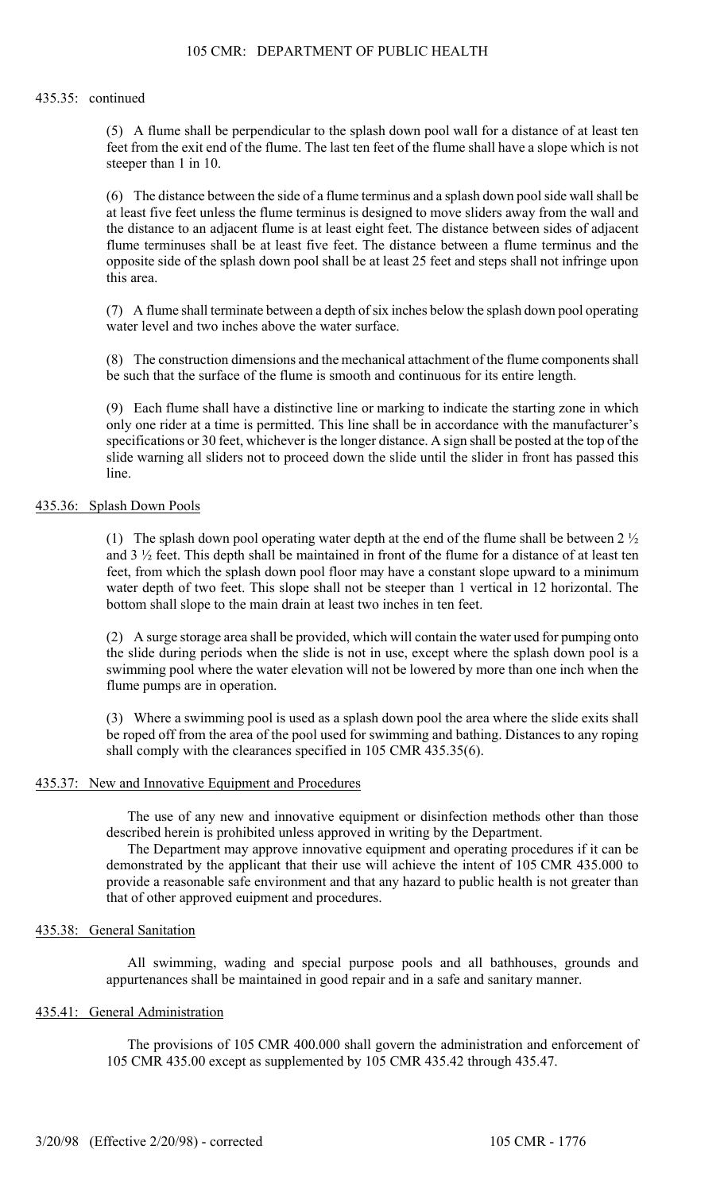435.35: continued

(5) A flume shall be perpendicular to the splash down pool wall for a distance of at least ten feet from the exit end of the flume. The last ten feet of the flume shall have a slope which is not steeper than 1 in 10.

(6) The distance between the side of a flume terminus and a splash down pool side wall shall be at least five feet unless the flume terminus is designed to move sliders away from the wall and the distance to an adjacent flume is at least eight feet. The distance between sides of adjacent flume terminuses shall be at least five feet. The distance between a flume terminus and the opposite side of the splash down pool shall be at least 25 feet and steps shall not infringe upon this area.

(7) A flume shall terminate between a depth of six inches below the splash down pool operating water level and two inches above the water surface.

(8) The construction dimensions and the mechanical attachment of the flume components shall be such that the surface of the flume is smooth and continuous for its entire length.

(9) Each flume shall have a distinctive line or marking to indicate the starting zone in which only one rider at a time is permitted. This line shall be in accordance with the manufacturer's specifications or 30 feet, whichever is the longer distance. A sign shall be posted at the top of the slide warning all sliders not to proceed down the slide until the slider in front has passed this line.

## 435.36: Splash Down Pools

(1) The splash down pool operating water depth at the end of the flume shall be between 2 ½ and 3 ½ feet. This depth shall be maintained in front of the flume for a distance of at least ten feet, from which the splash down pool floor may have a constant slope upward to a minimum water depth of two feet. This slope shall not be steeper than 1 vertical in 12 horizontal. The bottom shall slope to the main drain at least two inches in ten feet.

(2) A surge storage area shall be provided, which will contain the water used for pumping onto the slide during periods when the slide is not in use, except where the splash down pool is a swimming pool where the water elevation will not be lowered by more than one inch when the flume pumps are in operation.

(3) Where a swimming pool is used as a splash down pool the area where the slide exits shall be roped off from the area of the pool used for swimming and bathing. Distances to any roping shall comply with the clearances specified in 105 CMR 435.35(6).

## 435.37: New and Innovative Equipment and Procedures

The use of any new and innovative equipment or disinfection methods other than those described herein is prohibited unless approved in writing by the Department.

The Department may approve innovative equipment and operating procedures if it can be demonstrated by the applicant that their use will achieve the intent of 105 CMR 435.000 to provide a reasonable safe environment and that any hazard to public health is not greater than that of other approved euipment and procedures.

## 435.38: General Sanitation

All swimming, wading and special purpose pools and all bathhouses, grounds and appurtenances shall be maintained in good repair and in a safe and sanitary manner.

## 435.41: General Administration

The provisions of 105 CMR 400.000 shall govern the administration and enforcement of 105 CMR 435.00 except as supplemented by 105 CMR 435.42 through 435.47.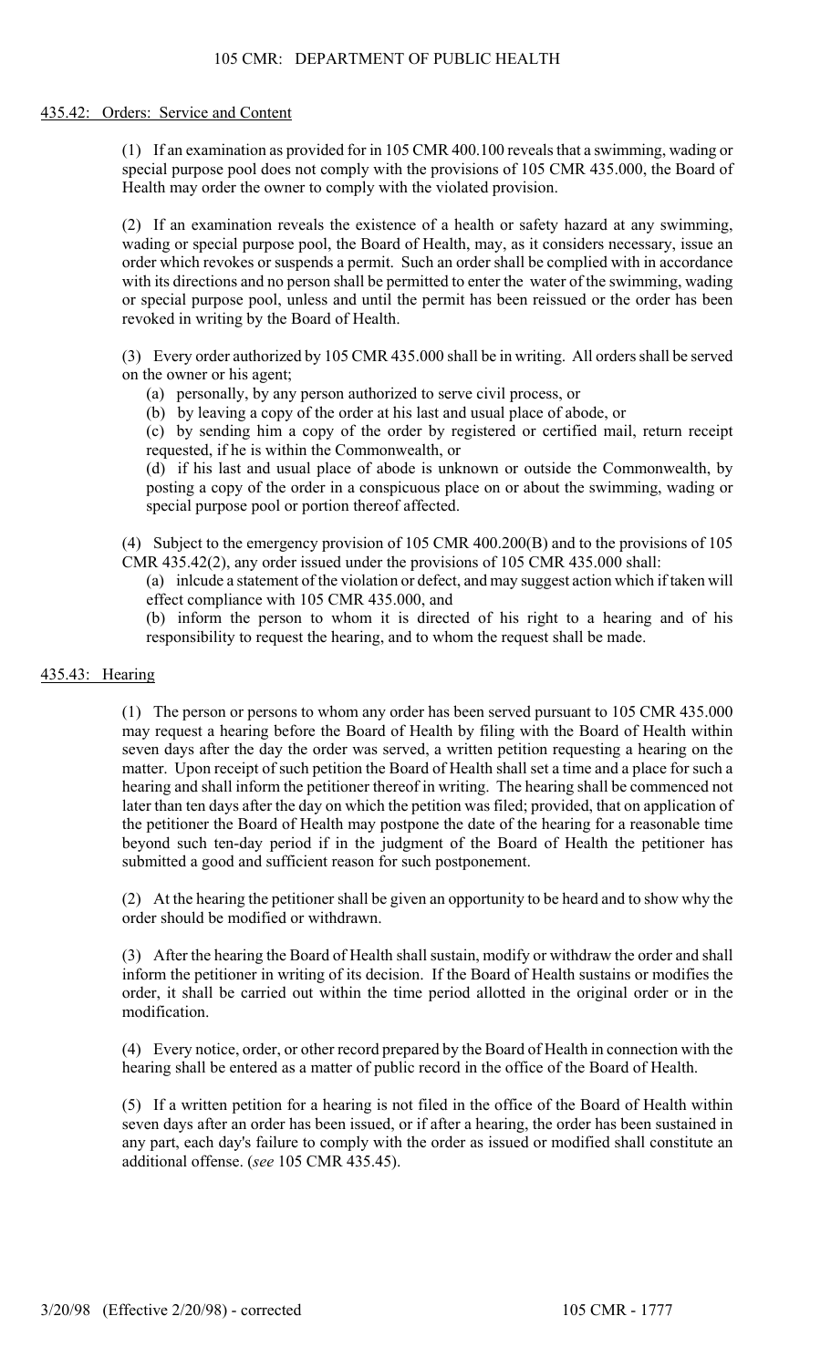## 435.42: Orders: Service and Content

(1) If an examination as provided for in 105 CMR 400.100 reveals that a swimming, wading or special purpose pool does not comply with the provisions of 105 CMR 435.000, the Board of Health may order the owner to comply with the violated provision.

(2) If an examination reveals the existence of a health or safety hazard at any swimming, wading or special purpose pool, the Board of Health, may, as it considers necessary, issue an order which revokes or suspends a permit. Such an order shall be complied with in accordance with its directions and no person shall be permitted to enter the water of the swimming, wading or special purpose pool, unless and until the permit has been reissued or the order has been revoked in writing by the Board of Health.

(3) Every order authorized by 105 CMR 435.000 shall be in writing. All orders shall be served on the owner or his agent;

(a) personally, by any person authorized to serve civil process, or

(b) by leaving a copy of the order at his last and usual place of abode, or

(c) by sending him a copy of the order by registered or certified mail, return receipt requested, if he is within the Commonwealth, or

(d) if his last and usual place of abode is unknown or outside the Commonwealth, by posting a copy of the order in a conspicuous place on or about the swimming, wading or special purpose pool or portion thereof affected.

(4) Subject to the emergency provision of 105 CMR 400.200(B) and to the provisions of 105 CMR 435.42(2), any order issued under the provisions of 105 CMR 435.000 shall:

(a) inlcude a statement of the violation or defect, and may suggest action which if taken will effect compliance with 105 CMR 435.000, and

(b) inform the person to whom it is directed of his right to a hearing and of his responsibility to request the hearing, and to whom the request shall be made.

## 435.43: Hearing

(1) The person or persons to whom any order has been served pursuant to 105 CMR 435.000 may request a hearing before the Board of Health by filing with the Board of Health within seven days after the day the order was served, a written petition requesting a hearing on the matter. Upon receipt of such petition the Board of Health shall set a time and a place for such a hearing and shall inform the petitioner thereof in writing. The hearing shall be commenced not later than ten days after the day on which the petition was filed; provided, that on application of the petitioner the Board of Health may postpone the date of the hearing for a reasonable time beyond such ten-day period if in the judgment of the Board of Health the petitioner has submitted a good and sufficient reason for such postponement.

(2) At the hearing the petitioner shall be given an opportunity to be heard and to show why the order should be modified or withdrawn.

(3) After the hearing the Board of Health shall sustain, modify or withdraw the order and shall inform the petitioner in writing of its decision. If the Board of Health sustains or modifies the order, it shall be carried out within the time period allotted in the original order or in the modification.

(4) Every notice, order, or other record prepared by the Board of Health in connection with the hearing shall be entered as a matter of public record in the office of the Board of Health.

(5) If a written petition for a hearing is not filed in the office of the Board of Health within seven days after an order has been issued, or if after a hearing, the order has been sustained in any part, each day's failure to comply with the order as issued or modified shall constitute an additional offense. (*see* 105 CMR 435.45).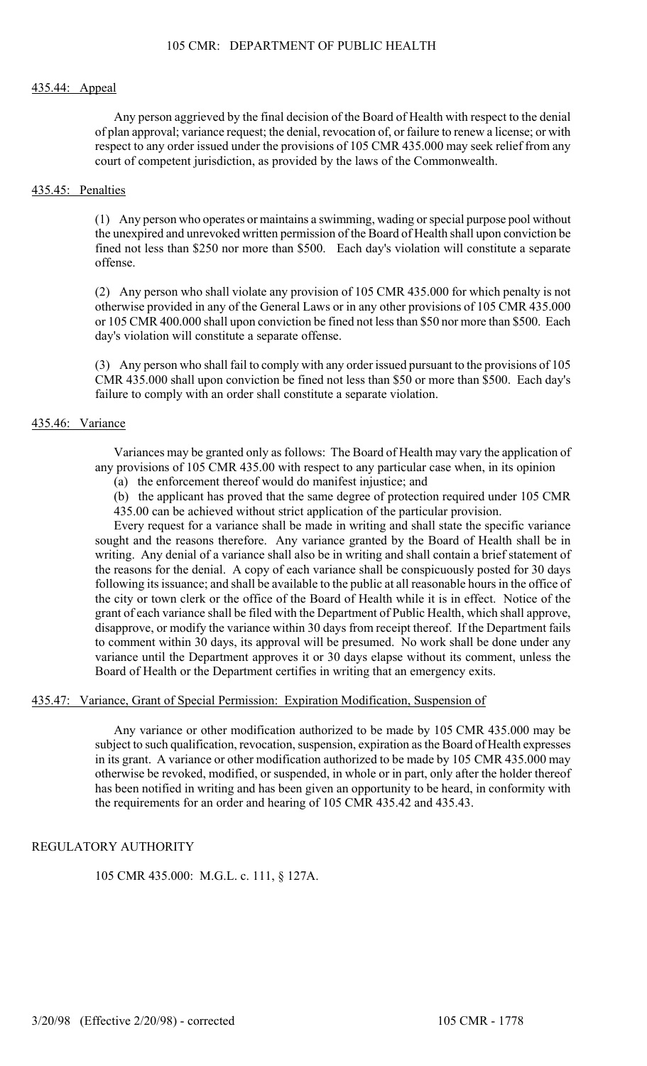## 435.44: Appeal

Any person aggrieved by the final decision of the Board of Health with respect to the denial of plan approval; variance request; the denial, revocation of, or failure to renew a license; or with respect to any order issued under the provisions of 105 CMR 435.000 may seek relief from any court of competent jurisdiction, as provided by the laws of the Commonwealth.

## 435.45: Penalties

(1) Any person who operates or maintains a swimming, wading or special purpose pool without the unexpired and unrevoked written permission of the Board of Health shall upon conviction be fined not less than $250 nor more than $500. Each day's violation will constitute a separate offense.

(2) Any person who shall violate any provision of 105 CMR 435.000 for which penalty is not otherwise provided in any of the General Laws or in any other provisions of 105 CMR 435.000 or 105 CMR 400.000 shall upon conviction be fined not less than $50 nor more than $500. Each day's violation will constitute a separate offense.

(3) Any person who shall fail to comply with any order issued pursuant to the provisions of 105 CMR 435.000 shall upon conviction be fined not less than $50 or more than $500. Each day's failure to comply with an order shall constitute a separate violation.

## 435.46: Variance

Variances may be granted only as follows: The Board of Health may vary the application of any provisions of 105 CMR 435.00 with respect to any particular case when, in its opinion

(a) the enforcement thereof would do manifest injustice; and

(b) the applicant has proved that the same degree of protection required under 105 CMR 435.00 can be achieved without strict application of the particular provision.

Every request for a variance shall be made in writing and shall state the specific variance sought and the reasons therefore. Any variance granted by the Board of Health shall be in writing. Any denial of a variance shall also be in writing and shall contain a brief statement of the reasons for the denial. A copy of each variance shall be conspicuously posted for 30 days following its issuance; and shall be available to the public at all reasonable hours in the office of the city or town clerk or the office of the Board of Health while it is in effect. Notice of the grant of each variance shall be filed with the Department of Public Health, which shall approve, disapprove, or modify the variance within 30 days from receipt thereof. If the Department fails to comment within 30 days, its approval will be presumed. No work shall be done under any variance until the Department approves it or 30 days elapse without its comment, unless the Board of Health or the Department certifies in writing that an emergency exits.

## 435.47: Variance, Grant of Special Permission: Expiration Modification, Suspension of

Any variance or other modification authorized to be made by 105 CMR 435.000 may be subject to such qualification, revocation, suspension, expiration as the Board of Health expresses in its grant. A variance or other modification authorized to be made by 105 CMR 435.000 may otherwise be revoked, modified, or suspended, in whole or in part, only after the holder thereof has been notified in writing and has been given an opportunity to be heard, in conformity with the requirements for an order and hearing of 105 CMR 435.42 and 435.43.

## REGULATORY AUTHORITY

105 CMR 435.000: M.G.L. c. 111, § 127A.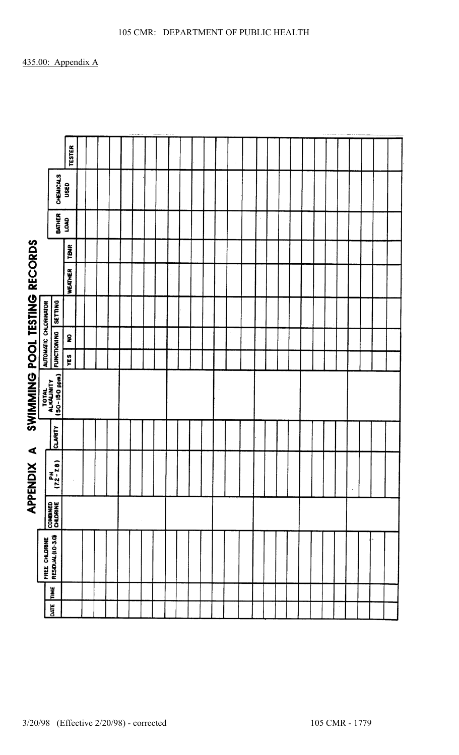435.00: Appendix A

# APPENDIX A SWIMMING POOL TESTING RECORDS

| DATE | TIME | FREE CHLORINE RESIDUAL (1.0-3.0) | COMBINED CHLORINE | PH (7.2-7.8) | CLARITY | TOTAL ALKALINITY (50-150 ppm) | AUTOMATIC CHLORINATOR FUNCTIONING | | AUTOMATIC CHLORINATOR SETTING | WEATHER | TEMP. | BATHER LOAD | CHEMICALS USED | TESTER |
|---|---|---|---|---|---|---|---|---|---|---|---|---|---|---|
| | | | | | | | YES | NO | | | | | | |
| | | | | | | | | | | | | | | |
| | | | | | | | | | | | | | | |
| | | | | | | | | | | | | | | |
| | | | | | | | | | | | | | | |
| | | | | | | | | | | | | | | |
| | | | | | | | | | | | | | | |
| | | | | | | | | | | | | | | |
| | | | | | | | | | | | | | | |
| | | | | | | | | | | | | | | |
| | | | | | | | | | | | | | | |
| | | | | | | | | | | | | | | |
| | | | | | | | | | | | | | | |
| | | | | | | | | | | | | | | |
| | | | | | | | | | | | | | | |
| | | | | | | | | | | | | | | |
| | | | | | | | | | | | | | | |
| | | | | | | | | | | | | | | |
| | | | | | | | | | | | | | | |
| | | | | | | | | | | | | | | |
| | | | | | | | | | | | | | | |
| | | | | | | | | | | | | | | |
| | | | | | | | | | | | | | | |
| | | | | | | | | | | | | | | |
| | | | | | | | | | | | | | | |
| | | | | | | | | | | | | | | |
| | | | | | | | | | | | | | | |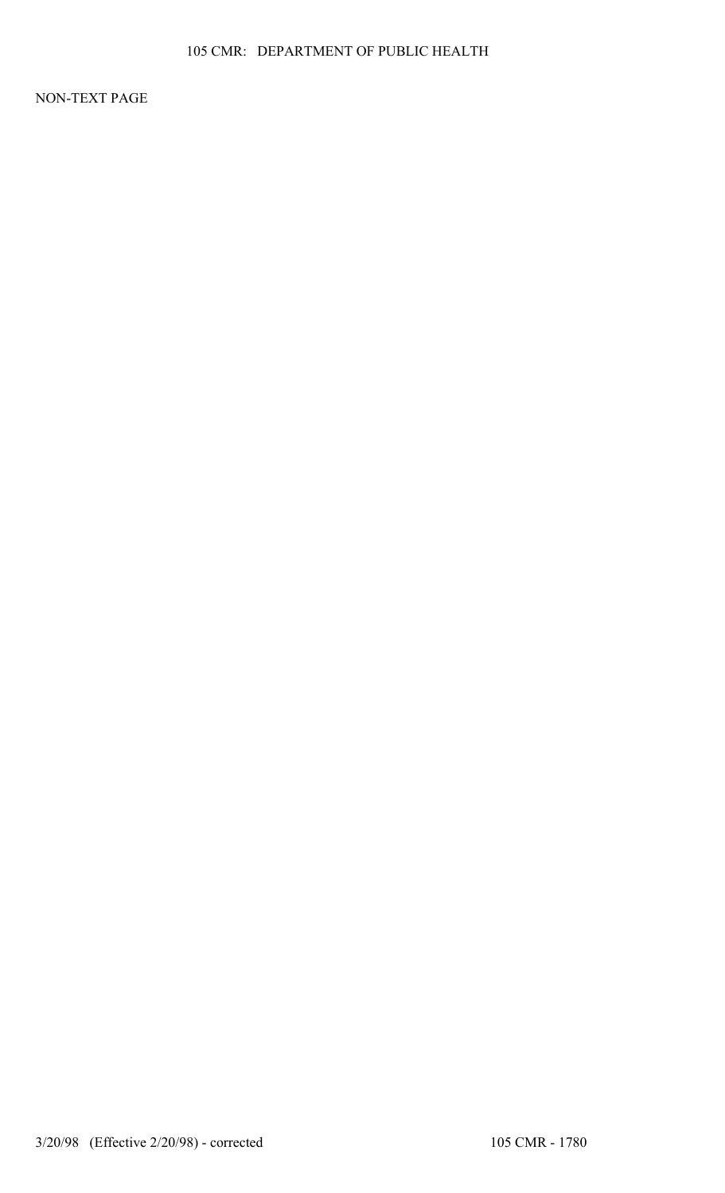NON-TEXT PAGE